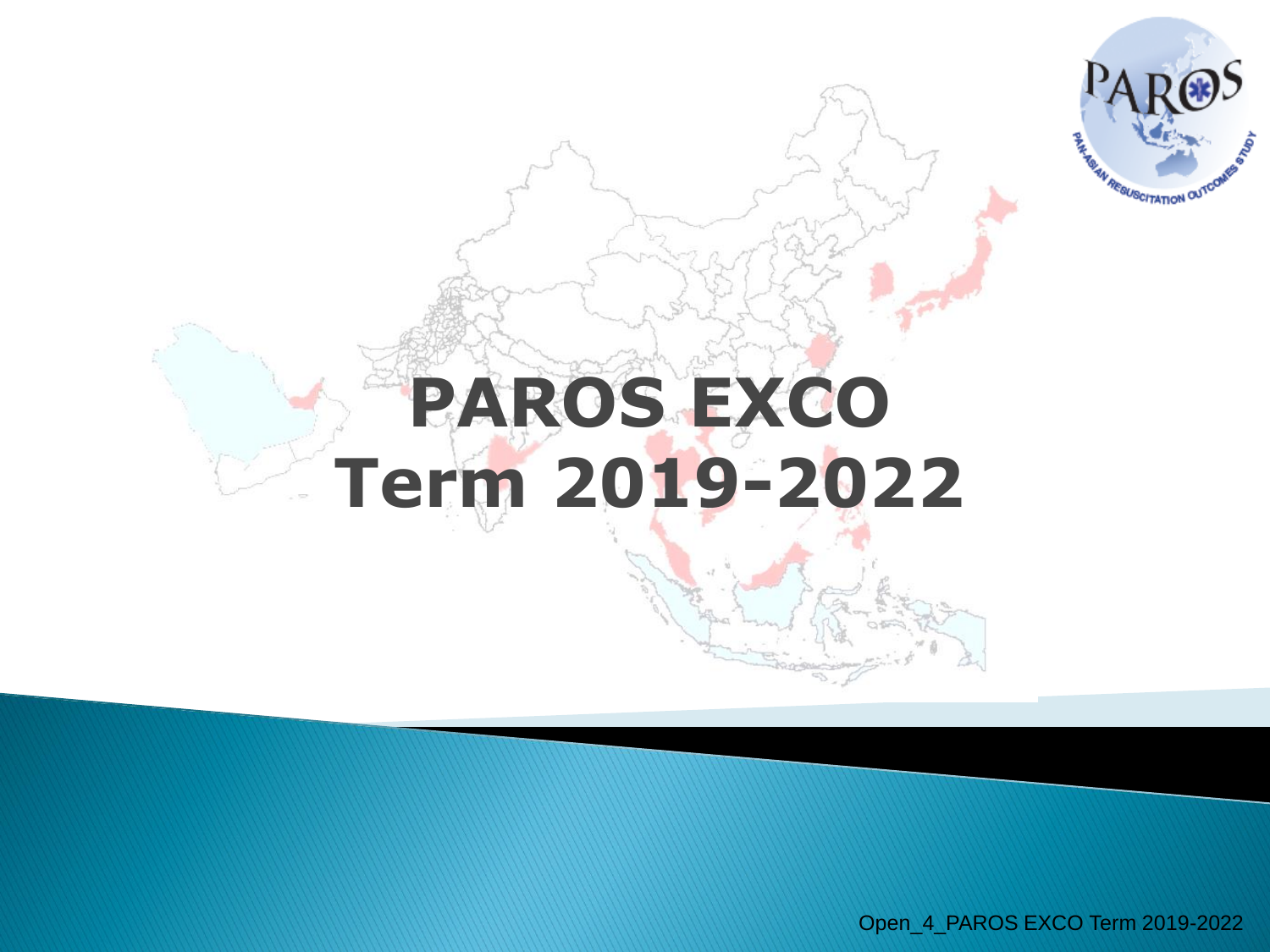# PAROS EXCO Term 2019-2022

Open_4_PAROS EXCO Term 2019-2022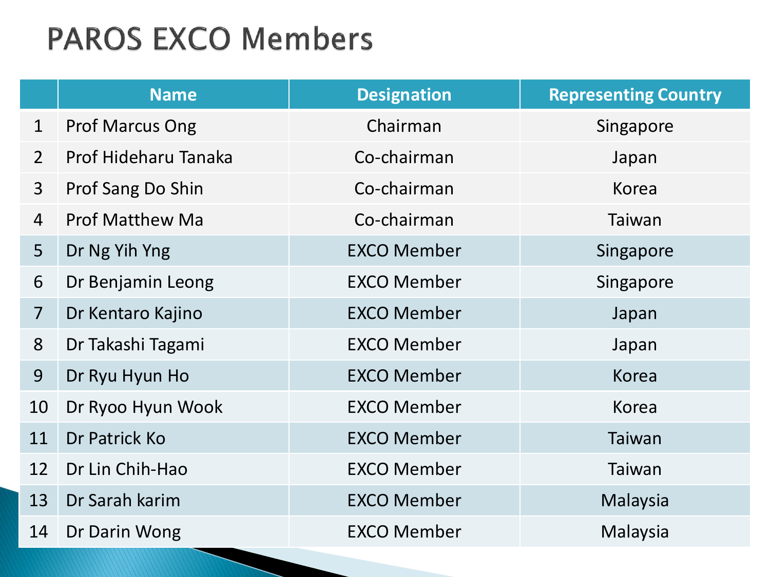# PAROS EXCO Members

| | Name | Designation | Representing Country |
|---|---|---|---|
| 1 | Prof Marcus Ong | Chairman | Singapore |
| 2 | Prof Hideharu Tanaka | Co-chairman | Japan |
| 3 | Prof Sang Do Shin | Co-chairman | Korea |
| 4 | Prof Matthew Ma | Co-chairman | Taiwan |
| 5 | Dr Ng Yih Yng | EXCO Member | Singapore |
| 6 | Dr Benjamin Leong | EXCO Member | Singapore |
| 7 | Dr Kentaro Kajino | EXCO Member | Japan |
| 8 | Dr Takashi Tagami | EXCO Member | Japan |
| 9 | Dr Ryu Hyun Ho | EXCO Member | Korea |
| 10 | Dr Ryoo Hyun Wook | EXCO Member | Korea |
| 11 | Dr Patrick Ko | EXCO Member | Taiwan |
| 12 | Dr Lin Chih-Hao | EXCO Member | Taiwan |
| 13 | Dr Sarah karim | EXCO Member | Malaysia |
| 14 | Dr Darin Wong | EXCO Member | Malaysia |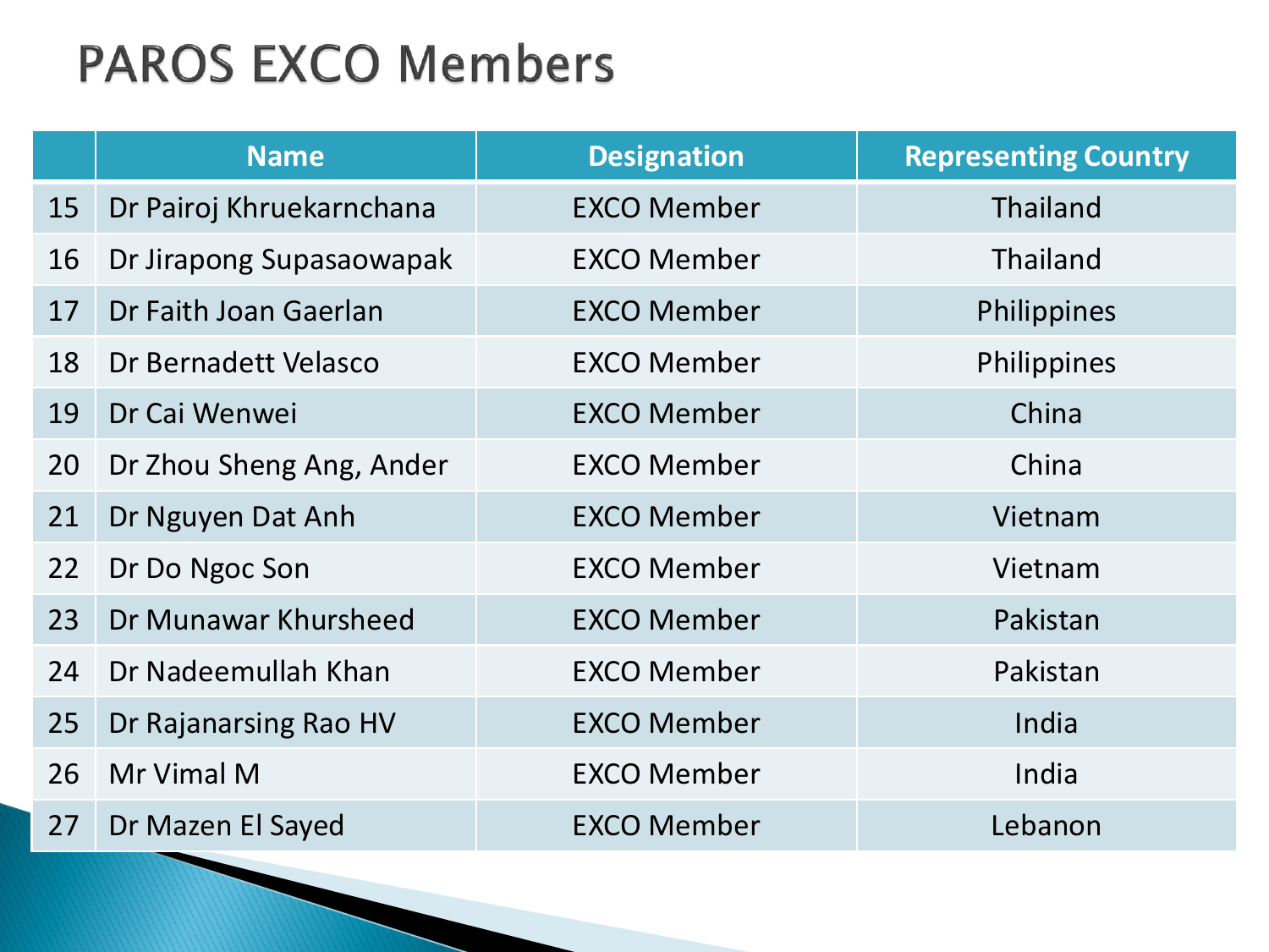# PAROS EXCO Members

| | Name | Designation | Representing Country |
|---|---|---|---|
| 15 | Dr Pairoj Khruekarnchana | EXCO Member | Thailand |
| 16 | Dr Jirapong Supasaowapak | EXCO Member | Thailand |
| 17 | Dr Faith Joan Gaerlan | EXCO Member | Philippines |
| 18 | Dr Bernadett Velasco | EXCO Member | Philippines |
| 19 | Dr Cai Wenwei | EXCO Member | China |
| 20 | Dr Zhou Sheng Ang, Ander | EXCO Member | China |
| 21 | Dr Nguyen Dat Anh | EXCO Member | Vietnam |
| 22 | Dr Do Ngoc Son | EXCO Member | Vietnam |
| 23 | Dr Munawar Khursheed | EXCO Member | Pakistan |
| 24 | Dr Nadeemullah Khan | EXCO Member | Pakistan |
| 25 | Dr Rajanarsing Rao HV | EXCO Member | India |
| 26 | Mr Vimal M | EXCO Member | India |
| 27 | Dr Mazen El Sayed | EXCO Member | Lebanon |